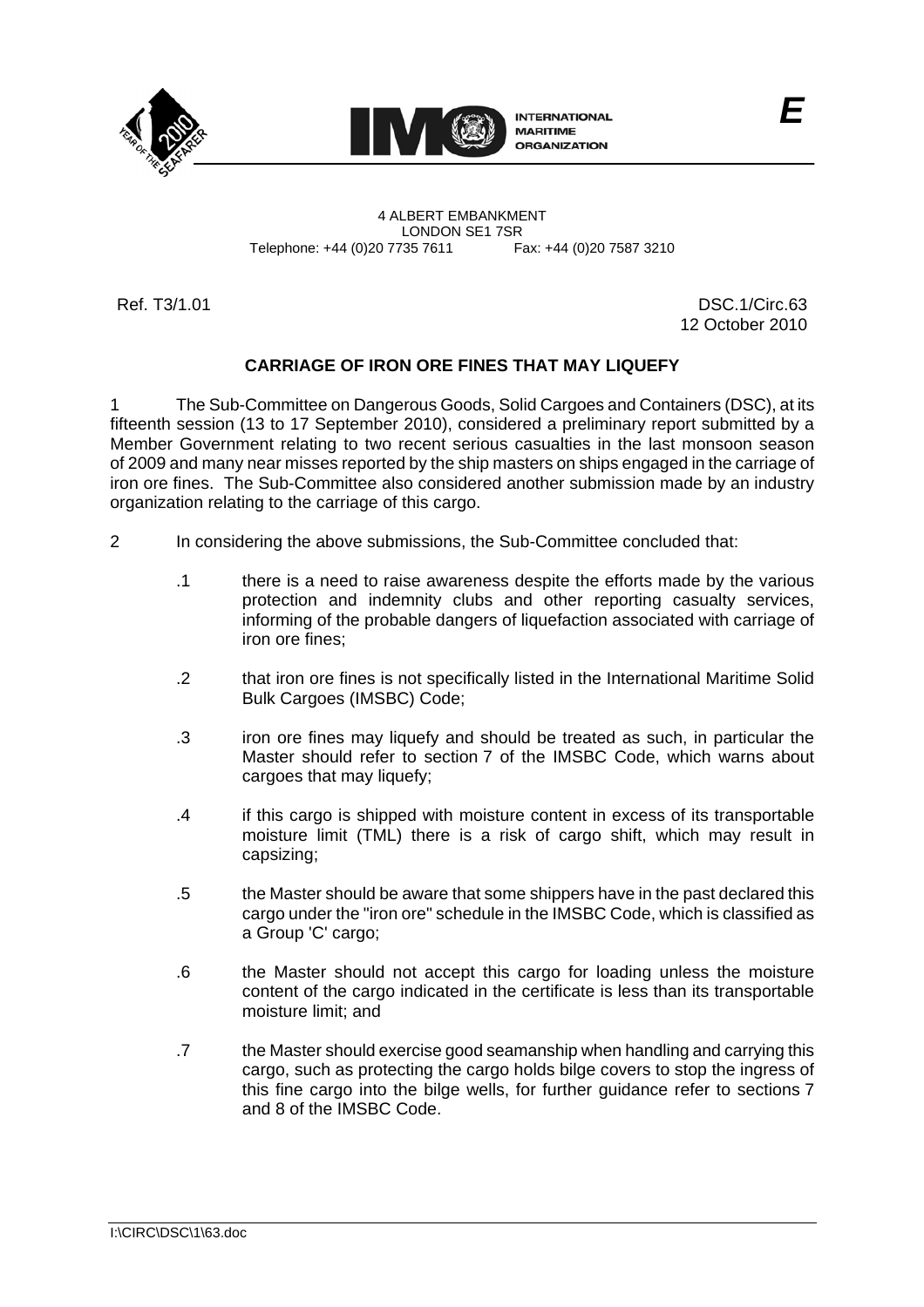E

INTERNATIONAL MARITIME ORGANIZATION

4 ALBERT EMBANKMENT
LONDON SE1 7SR
Telephone: +44 (0)20 7735 7611 Fax: +44 (0)20 7587 3210

Ref. T3/1.01

DSC.1/Circ.63
12 October 2010

## CARRIAGE OF IRON ORE FINES THAT MAY LIQUEFY

1 The Sub-Committee on Dangerous Goods, Solid Cargoes and Containers (DSC), at its fifteenth session (13 to 17 September 2010), considered a preliminary report submitted by a Member Government relating to two recent serious casualties in the last monsoon season of 2009 and many near misses reported by the ship masters on ships engaged in the carriage of iron ore fines. The Sub-Committee also considered another submission made by an industry organization relating to the carriage of this cargo.

2 In considering the above submissions, the Sub-Committee concluded that:

.1 there is a need to raise awareness despite the efforts made by the various protection and indemnity clubs and other reporting casualty services, informing of the probable dangers of liquefaction associated with carriage of iron ore fines;

.2 that iron ore fines is not specifically listed in the International Maritime Solid Bulk Cargoes (IMSBC) Code;

.3 iron ore fines may liquefy and should be treated as such, in particular the Master should refer to section 7 of the IMSBC Code, which warns about cargoes that may liquefy;

.4 if this cargo is shipped with moisture content in excess of its transportable moisture limit (TML) there is a risk of cargo shift, which may result in capsizing;

.5 the Master should be aware that some shippers have in the past declared this cargo under the "iron ore" schedule in the IMSBC Code, which is classified as a Group 'C' cargo;

.6 the Master should not accept this cargo for loading unless the moisture content of the cargo indicated in the certificate is less than its transportable moisture limit; and

.7 the Master should exercise good seamanship when handling and carrying this cargo, such as protecting the cargo holds bilge covers to stop the ingress of this fine cargo into the bilge wells, for further guidance refer to sections 7 and 8 of the IMSBC Code.

I:\CIRC\DSC\1\63.doc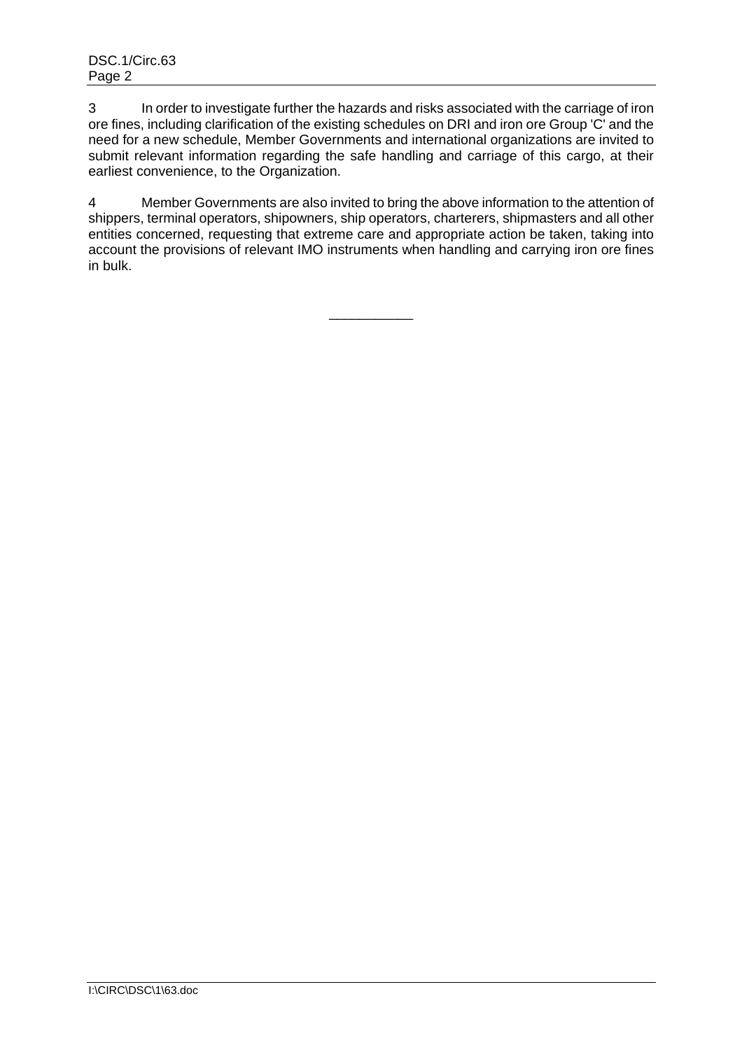3 In order to investigate further the hazards and risks associated with the carriage of iron ore fines, including clarification of the existing schedules on DRI and iron ore Group 'C' and the need for a new schedule, Member Governments and international organizations are invited to submit relevant information regarding the safe handling and carriage of this cargo, at their earliest convenience, to the Organization.

4 Member Governments are also invited to bring the above information to the attention of shippers, terminal operators, shipowners, ship operators, charterers, shipmasters and all other entities concerned, requesting that extreme care and appropriate action be taken, taking into account the provisions of relevant IMO instruments when handling and carrying iron ore fines in bulk.

___________